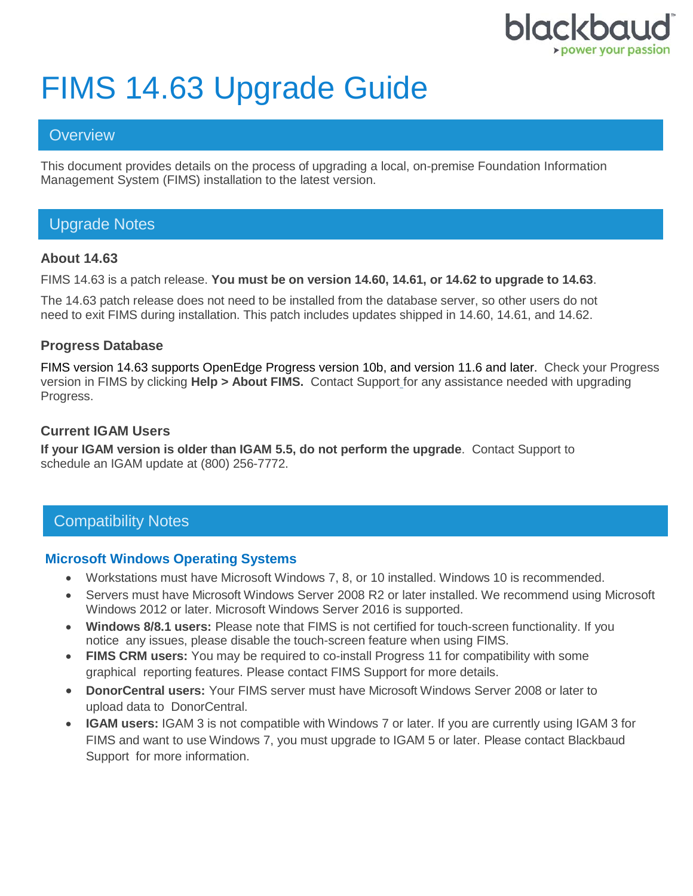# FIMS 14.63 Upgrade Guide

## Overview

This document provides details on the process of upgrading a local, on-premise Foundation Information Management System (FIMS) installation to the latest version.

## Upgrade Notes

### About 14.63

FIMS 14.63 is a patch release. **You must be on version 14.60, 14.61, or 14.62 to upgrade to 14.63**.

The 14.63 patch release does not need to be installed from the database server, so other users do not need to exit FIMS during installation. This patch includes updates shipped in 14.60, 14.61, and 14.62.

### Progress Database

FIMS version 14.63 supports OpenEdge Progress version 10b, and version 11.6 and later. Check your Progress version in FIMS by clicking **Help > About FIMS.** Contact Support for any assistance needed with upgrading Progress.

### Current IGAM Users

**If your IGAM version is older than IGAM 5.5, do not perform the upgrade**. Contact Support to schedule an IGAM update at (800) 256-7772.

## Compatibility Notes

### Microsoft Windows Operating Systems

- Workstations must have Microsoft Windows 7, 8, or 10 installed. Windows 10 is recommended.
- Servers must have Microsoft Windows Server 2008 R2 or later installed. We recommend using Microsoft Windows 2012 or later. Microsoft Windows Server 2016 is supported.
- **Windows 8/8.1 users:** Please note that FIMS is not certified for touch-screen functionality. If you notice any issues, please disable the touch-screen feature when using FIMS.
- **FIMS CRM users:** You may be required to co-install Progress 11 for compatibility with some graphical reporting features. Please contact FIMS Support for more details.
- **DonorCentral users:** Your FIMS server must have Microsoft Windows Server 2008 or later to upload data to DonorCentral.
- **IGAM users:** IGAM 3 is not compatible with Windows 7 or later. If you are currently using IGAM 3 for FIMS and want to use Windows 7, you must upgrade to IGAM 5 or later. Please contact Blackbaud Support for more information.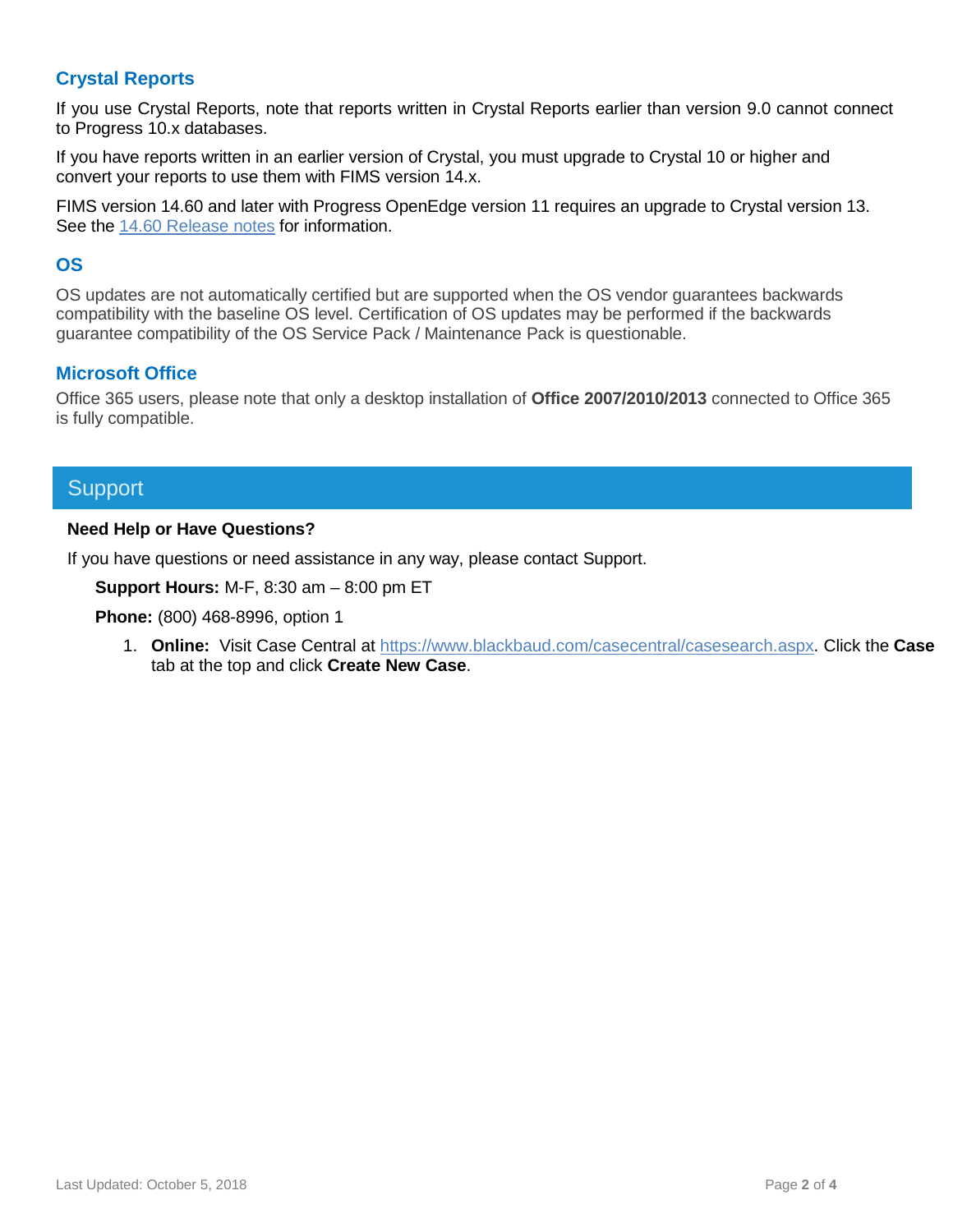### Crystal Reports

If you use Crystal Reports, note that reports written in Crystal Reports earlier than version 9.0 cannot connect to Progress 10.x databases.

If you have reports written in an earlier version of Crystal, you must upgrade to Crystal 10 or higher and convert your reports to use them with FIMS version 14.x.

FIMS version 14.60 and later with Progress OpenEdge version 11 requires an upgrade to Crystal version 13. See the [14.60 Release notes]() for information.

### OS

OS updates are not automatically certified but are supported when the OS vendor guarantees backwards compatibility with the baseline OS level. Certification of OS updates may be performed if the backwards guarantee compatibility of the OS Service Pack / Maintenance Pack is questionable.

### Microsoft Office

Office 365 users, please note that only a desktop installation of **Office 2007/2010/2013** connected to Office 365 is fully compatible.

## Support

**Need Help or Have Questions?**

If you have questions or need assistance in any way, please contact Support.

**Support Hours:** M-F, 8:30 am – 8:00 pm ET

**Phone:** (800) 468-8996, option 1

1. **Online:** Visit Case Central at https://www.blackbaud.com/casecentral/casesearch.aspx. Click the **Case** tab at the top and click **Create New Case**.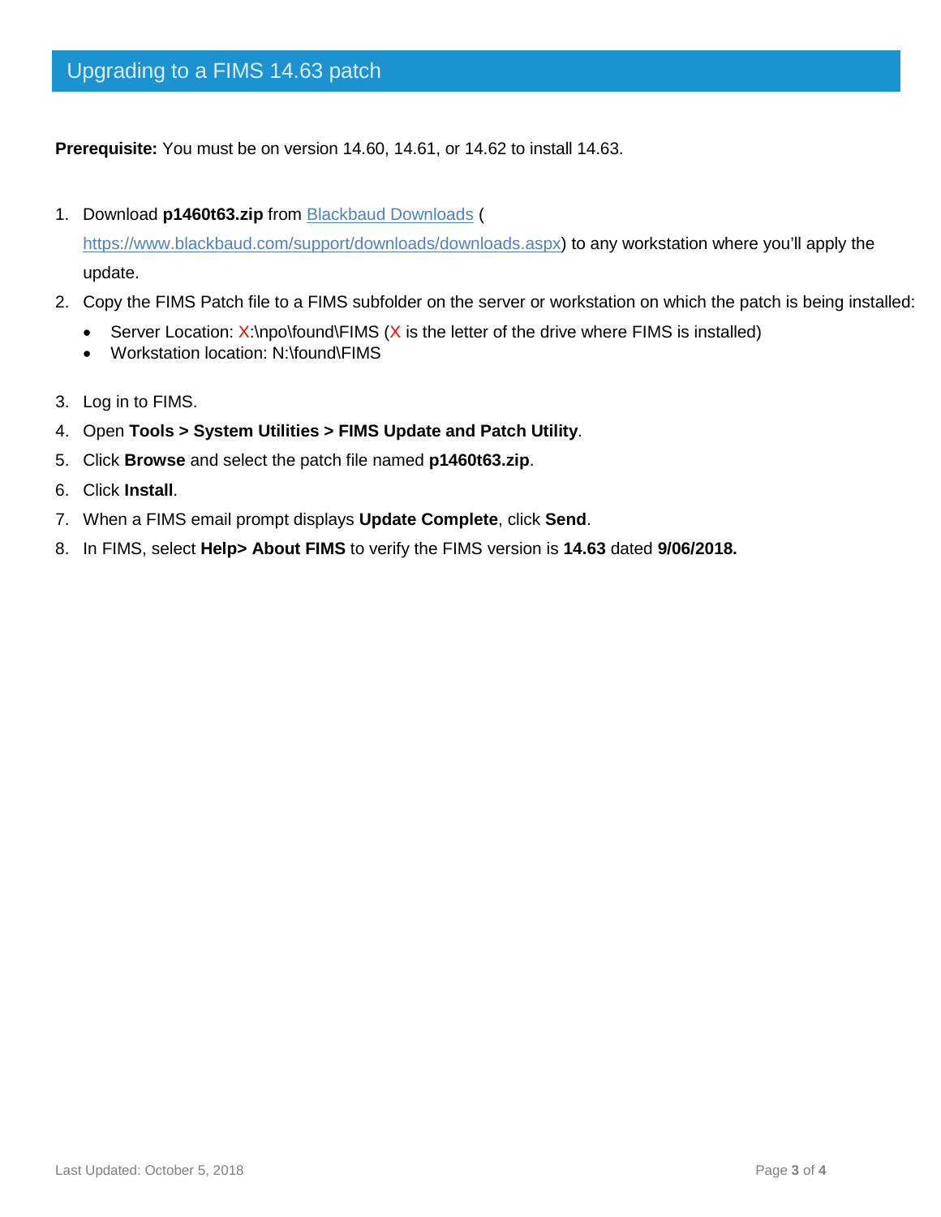## Upgrading to a FIMS 14.63 patch

**Prerequisite:** You must be on version 14.60, 14.61, or 14.62 to install 14.63.

1. Download **p1460t63.zip** from [Blackbaud Downloads](https://www.blackbaud.com/support/downloads/downloads.aspx) ([https://www.blackbaud.com/support/downloads/downloads.aspx](https://www.blackbaud.com/support/downloads/downloads.aspx)) to any workstation where you'll apply the update.
2. Copy the FIMS Patch file to a FIMS subfolder on the server or workstation on which the patch is being installed:
   - Server Location: X:\npo\found\FIMS (X is the letter of the drive where FIMS is installed)
   - Workstation location: N:\found\FIMS
3. Log in to FIMS.
4. Open **Tools > System Utilities > FIMS Update and Patch Utility**.
5. Click **Browse** and select the patch file named **p1460t63.zip**.
6. Click **Install**.
7. When a FIMS email prompt displays **Update Complete**, click **Send**.
8. In FIMS, select **Help> About FIMS** to verify the FIMS version is **14.63** dated **9/06/2018.**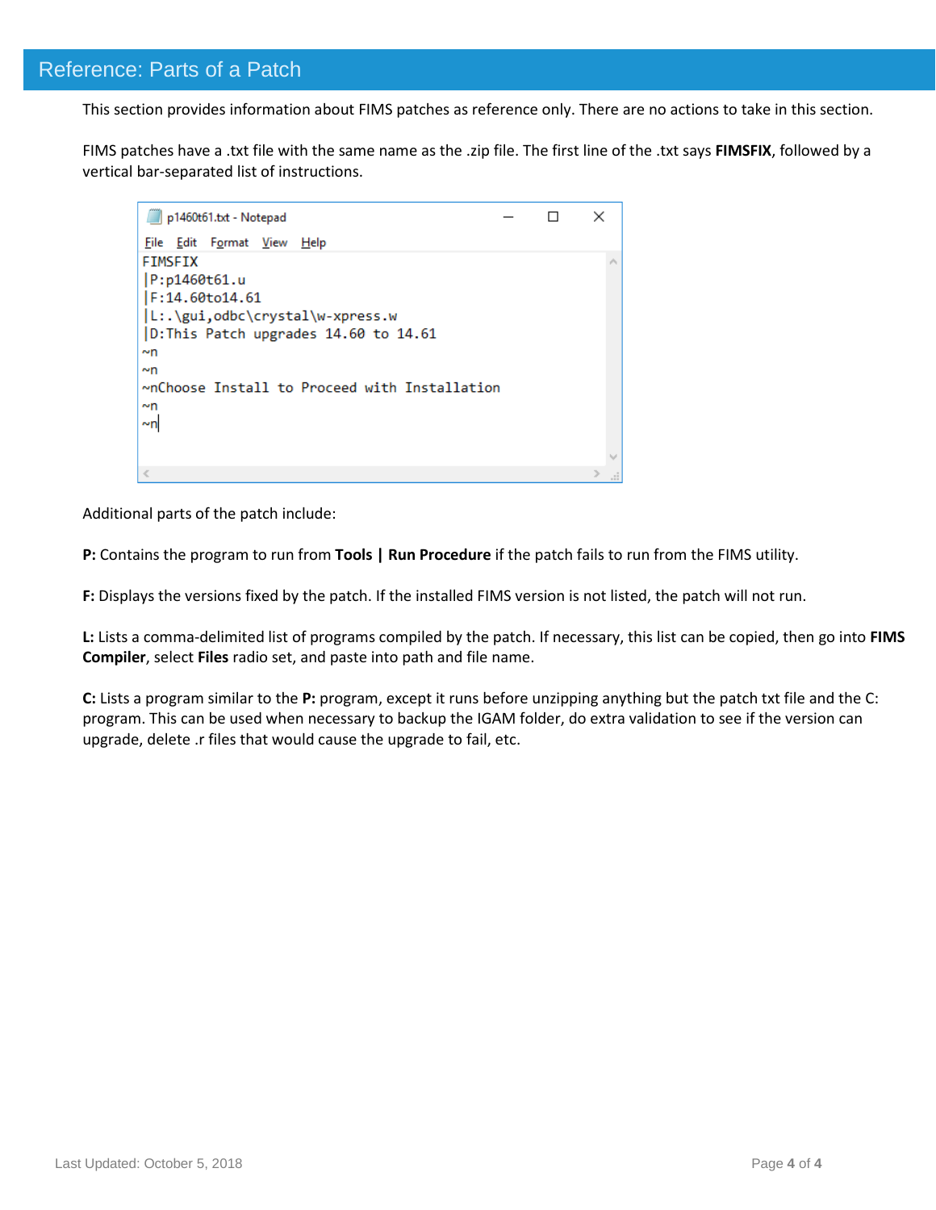## Reference: Parts of a Patch

This section provides information about FIMS patches as reference only. There are no actions to take in this section.

FIMS patches have a .txt file with the same name as the .zip file. The first line of the .txt says **FIMSFIX**, followed by a vertical bar-separated list of instructions.

```
FIMSFIX
|P:p1460t61.u
|F:14.60to14.61
|L:.\gui,odbc\crystal\w-xpress.w
|D:This Patch upgrades 14.60 to 14.61
~n
~n
~nChoose Install to Proceed with Installation
~n
~n
```

Additional parts of the patch include:

**P:** Contains the program to run from **Tools | Run Procedure** if the patch fails to run from the FIMS utility.

**F:** Displays the versions fixed by the patch. If the installed FIMS version is not listed, the patch will not run.

**L:** Lists a comma-delimited list of programs compiled by the patch. If necessary, this list can be copied, then go into **FIMS Compiler**, select **Files** radio set, and paste into path and file name.

**C:** Lists a program similar to the **P:** program, except it runs before unzipping anything but the patch txt file and the C: program. This can be used when necessary to backup the IGAM folder, do extra validation to see if the version can upgrade, delete .r files that would cause the upgrade to fail, etc.